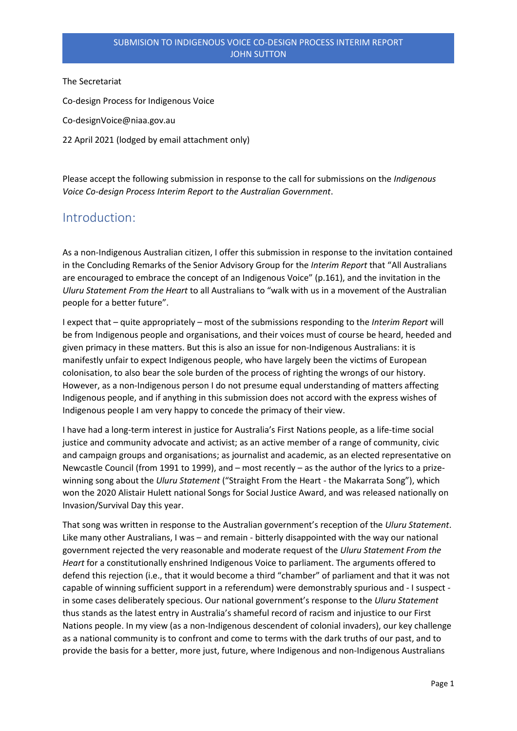SUBMISION TO INDIGENOUS VOICE CO-DESIGN PROCESS INTERIM REPORT
JOHN SUTTON

The Secretariat

Co-design Process for Indigenous Voice

Co-designVoice@niaa.gov.au

22 April 2021 (lodged by email attachment only)

Please accept the following submission in response to the call for submissions on the *Indigenous Voice Co-design Process Interim Report to the Australian Government*.

## Introduction:

As a non-Indigenous Australian citizen, I offer this submission in response to the invitation contained in the Concluding Remarks of the Senior Advisory Group for the *Interim Report* that "All Australians are encouraged to embrace the concept of an Indigenous Voice" (p.161), and the invitation in the *Uluru Statement From the Heart* to all Australians to "walk with us in a movement of the Australian people for a better future".

I expect that – quite appropriately – most of the submissions responding to the *Interim Report* will be from Indigenous people and organisations, and their voices must of course be heard, heeded and given primacy in these matters. But this is also an issue for non-Indigenous Australians: it is manifestly unfair to expect Indigenous people, who have largely been the victims of European colonisation, to also bear the sole burden of the process of righting the wrongs of our history. However, as a non-Indigenous person I do not presume equal understanding of matters affecting Indigenous people, and if anything in this submission does not accord with the express wishes of Indigenous people I am very happy to concede the primacy of their view.

I have had a long-term interest in justice for Australia's First Nations people, as a life-time social justice and community advocate and activist; as an active member of a range of community, civic and campaign groups and organisations; as journalist and academic, as an elected representative on Newcastle Council (from 1991 to 1999), and – most recently – as the author of the lyrics to a prize-winning song about the *Uluru Statement* ("Straight From the Heart - the Makarrata Song"), which won the 2020 Alistair Hulett national Songs for Social Justice Award, and was released nationally on Invasion/Survival Day this year.

That song was written in response to the Australian government's reception of the *Uluru Statement*. Like many other Australians, I was – and remain - bitterly disappointed with the way our national government rejected the very reasonable and moderate request of the *Uluru Statement From the Heart* for a constitutionally enshrined Indigenous Voice to parliament. The arguments offered to defend this rejection (i.e., that it would become a third "chamber" of parliament and that it was not capable of winning sufficient support in a referendum) were demonstrably spurious and - I suspect - in some cases deliberately specious. Our national government's response to the *Uluru Statement* thus stands as the latest entry in Australia's shameful record of racism and injustice to our First Nations people. In my view (as a non-Indigenous descendent of colonial invaders), our key challenge as a national community is to confront and come to terms with the dark truths of our past, and to provide the basis for a better, more just, future, where Indigenous and non-Indigenous Australians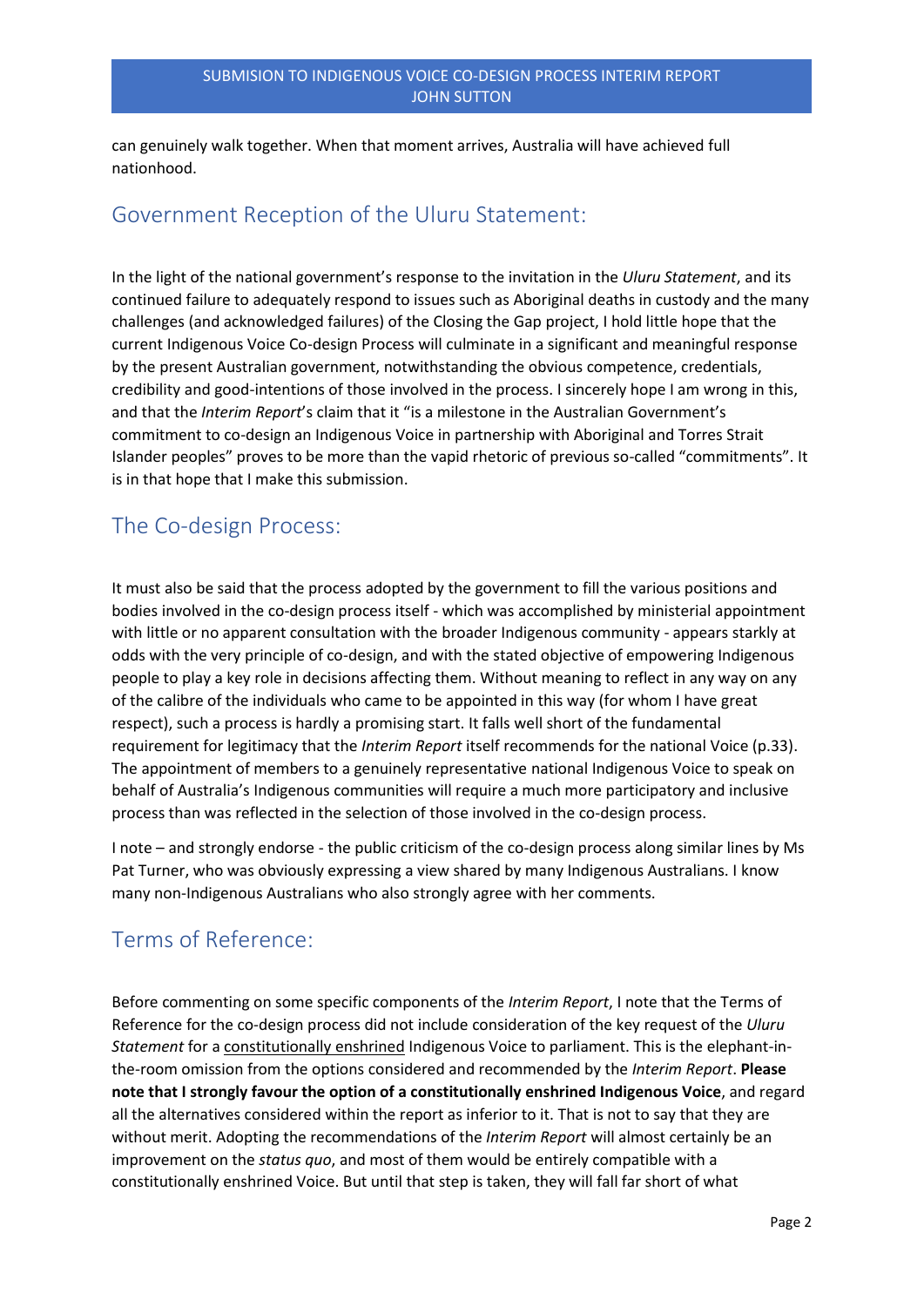can genuinely walk together. When that moment arrives, Australia will have achieved full nationhood.

## Government Reception of the Uluru Statement:

In the light of the national government's response to the invitation in the *Uluru Statement*, and its continued failure to adequately respond to issues such as Aboriginal deaths in custody and the many challenges (and acknowledged failures) of the Closing the Gap project, I hold little hope that the current Indigenous Voice Co-design Process will culminate in a significant and meaningful response by the present Australian government, notwithstanding the obvious competence, credentials, credibility and good-intentions of those involved in the process. I sincerely hope I am wrong in this, and that the *Interim Report*'s claim that it "is a milestone in the Australian Government's commitment to co-design an Indigenous Voice in partnership with Aboriginal and Torres Strait Islander peoples" proves to be more than the vapid rhetoric of previous so-called "commitments". It is in that hope that I make this submission.

## The Co-design Process:

It must also be said that the process adopted by the government to fill the various positions and bodies involved in the co-design process itself - which was accomplished by ministerial appointment with little or no apparent consultation with the broader Indigenous community - appears starkly at odds with the very principle of co-design, and with the stated objective of empowering Indigenous people to play a key role in decisions affecting them. Without meaning to reflect in any way on any of the calibre of the individuals who came to be appointed in this way (for whom I have great respect), such a process is hardly a promising start. It falls well short of the fundamental requirement for legitimacy that the *Interim Report* itself recommends for the national Voice (p.33). The appointment of members to a genuinely representative national Indigenous Voice to speak on behalf of Australia's Indigenous communities will require a much more participatory and inclusive process than was reflected in the selection of those involved in the co-design process.

I note – and strongly endorse - the public criticism of the co-design process along similar lines by Ms Pat Turner, who was obviously expressing a view shared by many Indigenous Australians. I know many non-Indigenous Australians who also strongly agree with her comments.

## Terms of Reference:

Before commenting on some specific components of the *Interim Report*, I note that the Terms of Reference for the co-design process did not include consideration of the key request of the *Uluru Statement* for a constitutionally enshrined Indigenous Voice to parliament. This is the elephant-in-the-room omission from the options considered and recommended by the *Interim Report*. **Please note that I strongly favour the option of a constitutionally enshrined Indigenous Voice**, and regard all the alternatives considered within the report as inferior to it. That is not to say that they are without merit. Adopting the recommendations of the *Interim Report* will almost certainly be an improvement on the *status quo*, and most of them would be entirely compatible with a constitutionally enshrined Voice. But until that step is taken, they will fall far short of what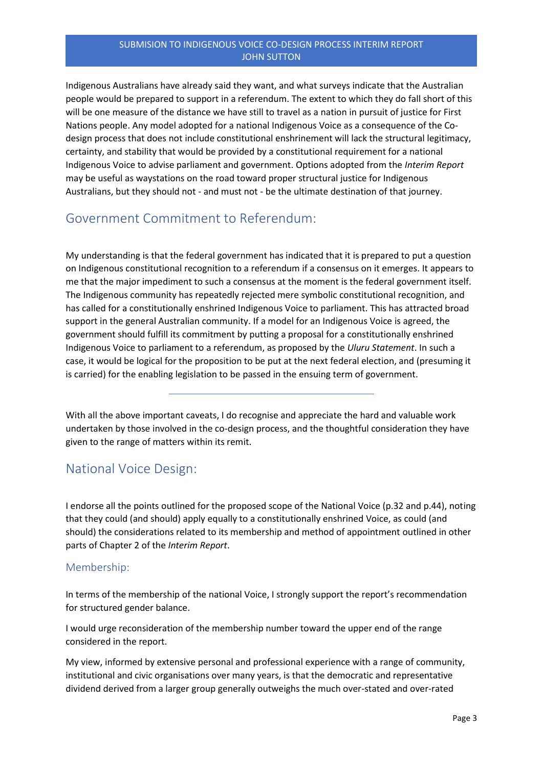Indigenous Australians have already said they want, and what surveys indicate that the Australian people would be prepared to support in a referendum. The extent to which they do fall short of this will be one measure of the distance we have still to travel as a nation in pursuit of justice for First Nations people. Any model adopted for a national Indigenous Voice as a consequence of the Co-design process that does not include constitutional enshrinement will lack the structural legitimacy, certainty, and stability that would be provided by a constitutional requirement for a national Indigenous Voice to advise parliament and government. Options adopted from the *Interim Report* may be useful as waystations on the road toward proper structural justice for Indigenous Australians, but they should not - and must not - be the ultimate destination of that journey.

## Government Commitment to Referendum:

My understanding is that the federal government has indicated that it is prepared to put a question on Indigenous constitutional recognition to a referendum if a consensus on it emerges. It appears to me that the major impediment to such a consensus at the moment is the federal government itself. The Indigenous community has repeatedly rejected mere symbolic constitutional recognition, and has called for a constitutionally enshrined Indigenous Voice to parliament. This has attracted broad support in the general Australian community. If a model for an Indigenous Voice is agreed, the government should fulfill its commitment by putting a proposal for a constitutionally enshrined Indigenous Voice to parliament to a referendum, as proposed by the *Uluru Statement*. In such a case, it would be logical for the proposition to be put at the next federal election, and (presuming it is carried) for the enabling legislation to be passed in the ensuing term of government.

---

With all the above important caveats, I do recognise and appreciate the hard and valuable work undertaken by those involved in the co-design process, and the thoughtful consideration they have given to the range of matters within its remit.

## National Voice Design:

I endorse all the points outlined for the proposed scope of the National Voice (p.32 and p.44), noting that they could (and should) apply equally to a constitutionally enshrined Voice, as could (and should) the considerations related to its membership and method of appointment outlined in other parts of Chapter 2 of the *Interim Report*.

### Membership:

In terms of the membership of the national Voice, I strongly support the report's recommendation for structured gender balance.

I would urge reconsideration of the membership number toward the upper end of the range considered in the report.

My view, informed by extensive personal and professional experience with a range of community, institutional and civic organisations over many years, is that the democratic and representative dividend derived from a larger group generally outweighs the much over-stated and over-rated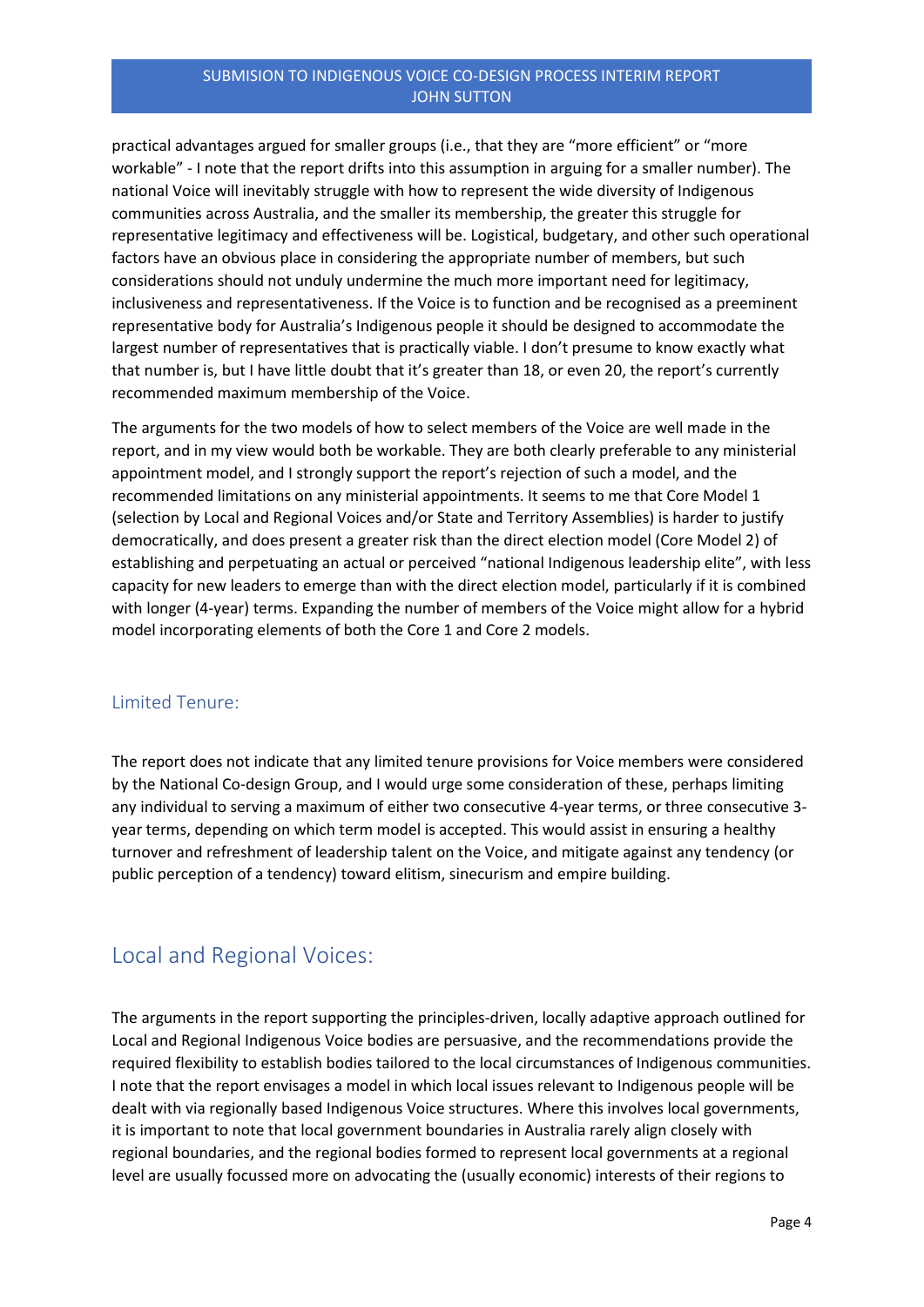practical advantages argued for smaller groups (i.e., that they are "more efficient" or "more workable" - I note that the report drifts into this assumption in arguing for a smaller number). The national Voice will inevitably struggle with how to represent the wide diversity of Indigenous communities across Australia, and the smaller its membership, the greater this struggle for representative legitimacy and effectiveness will be. Logistical, budgetary, and other such operational factors have an obvious place in considering the appropriate number of members, but such considerations should not unduly undermine the much more important need for legitimacy, inclusiveness and representativeness. If the Voice is to function and be recognised as a preeminent representative body for Australia's Indigenous people it should be designed to accommodate the largest number of representatives that is practically viable. I don't presume to know exactly what that number is, but I have little doubt that it's greater than 18, or even 20, the report's currently recommended maximum membership of the Voice.

The arguments for the two models of how to select members of the Voice are well made in the report, and in my view would both be workable. They are both clearly preferable to any ministerial appointment model, and I strongly support the report's rejection of such a model, and the recommended limitations on any ministerial appointments. It seems to me that Core Model 1 (selection by Local and Regional Voices and/or State and Territory Assemblies) is harder to justify democratically, and does present a greater risk than the direct election model (Core Model 2) of establishing and perpetuating an actual or perceived "national Indigenous leadership elite", with less capacity for new leaders to emerge than with the direct election model, particularly if it is combined with longer (4-year) terms. Expanding the number of members of the Voice might allow for a hybrid model incorporating elements of both the Core 1 and Core 2 models.

### Limited Tenure:

The report does not indicate that any limited tenure provisions for Voice members were considered by the National Co-design Group, and I would urge some consideration of these, perhaps limiting any individual to serving a maximum of either two consecutive 4-year terms, or three consecutive 3-year terms, depending on which term model is accepted. This would assist in ensuring a healthy turnover and refreshment of leadership talent on the Voice, and mitigate against any tendency (or public perception of a tendency) toward elitism, sinecurism and empire building.

## Local and Regional Voices:

The arguments in the report supporting the principles-driven, locally adaptive approach outlined for Local and Regional Indigenous Voice bodies are persuasive, and the recommendations provide the required flexibility to establish bodies tailored to the local circumstances of Indigenous communities. I note that the report envisages a model in which local issues relevant to Indigenous people will be dealt with via regionally based Indigenous Voice structures. Where this involves local governments, it is important to note that local government boundaries in Australia rarely align closely with regional boundaries, and the regional bodies formed to represent local governments at a regional level are usually focussed more on advocating the (usually economic) interests of their regions to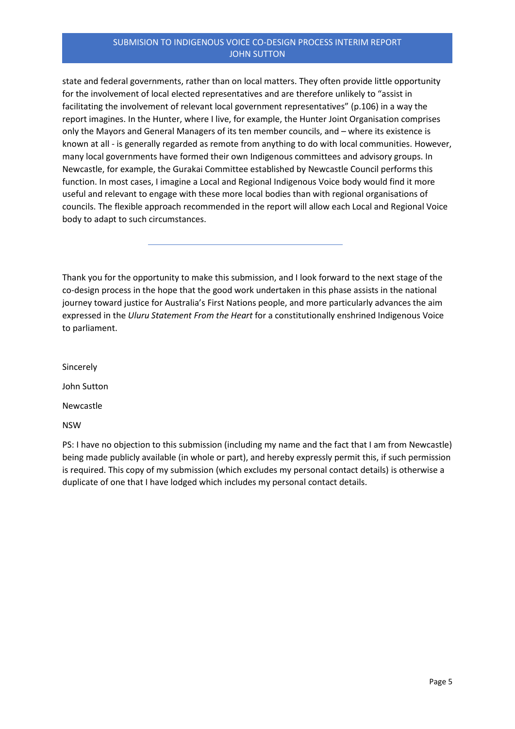state and federal governments, rather than on local matters. They often provide little opportunity for the involvement of local elected representatives and are therefore unlikely to "assist in facilitating the involvement of relevant local government representatives" (p.106) in a way the report imagines. In the Hunter, where I live, for example, the Hunter Joint Organisation comprises only the Mayors and General Managers of its ten member councils, and – where its existence is known at all - is generally regarded as remote from anything to do with local communities. However, many local governments have formed their own Indigenous committees and advisory groups. In Newcastle, for example, the Gurakai Committee established by Newcastle Council performs this function. In most cases, I imagine a Local and Regional Indigenous Voice body would find it more useful and relevant to engage with these more local bodies than with regional organisations of councils. The flexible approach recommended in the report will allow each Local and Regional Voice body to adapt to such circumstances.

---

Thank you for the opportunity to make this submission, and I look forward to the next stage of the co-design process in the hope that the good work undertaken in this phase assists in the national journey toward justice for Australia's First Nations people, and more particularly advances the aim expressed in the *Uluru Statement From the Heart* for a constitutionally enshrined Indigenous Voice to parliament.

Sincerely

John Sutton

Newcastle

NSW

PS: I have no objection to this submission (including my name and the fact that I am from Newcastle) being made publicly available (in whole or part), and hereby expressly permit this, if such permission is required. This copy of my submission (which excludes my personal contact details) is otherwise a duplicate of one that I have lodged which includes my personal contact details.